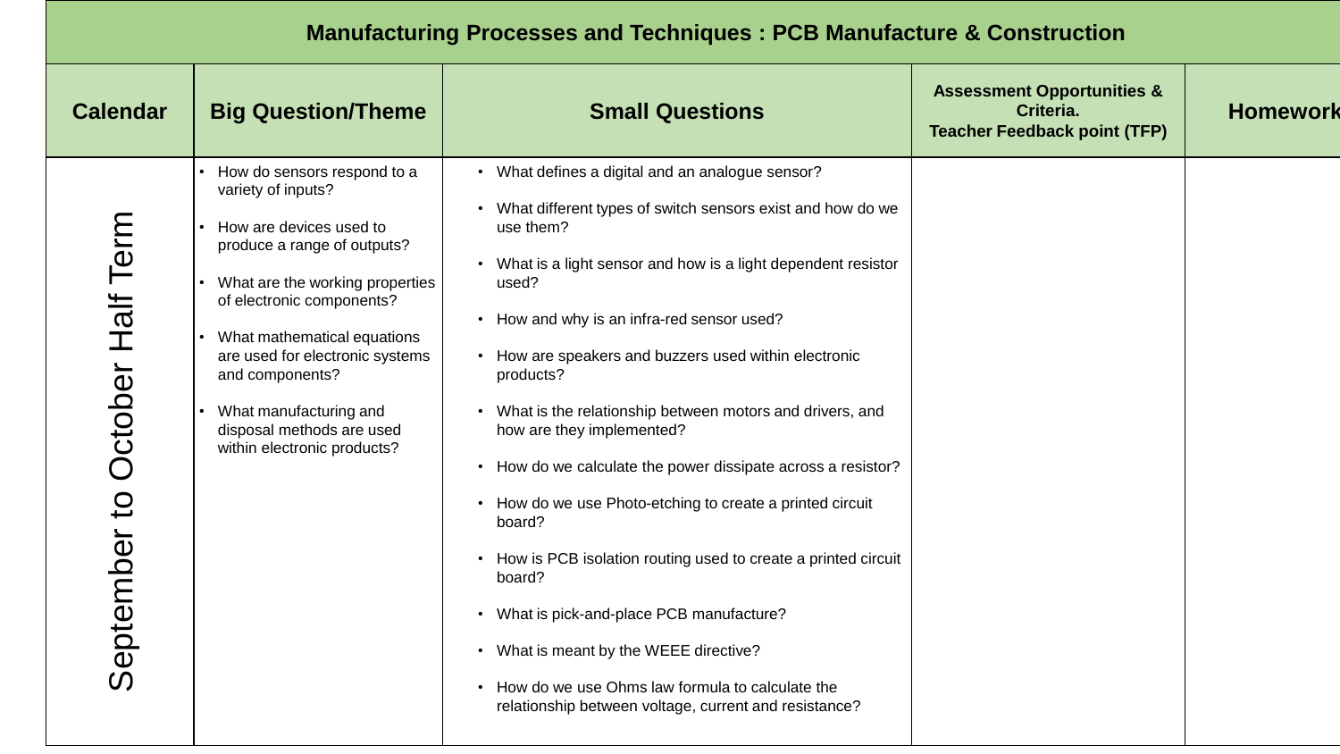## Manufacturing Processes and Techniques : PCB Manufacture & Construction

| Calendar | Big Question/Theme | Small Questions | Assessment Opportunities & Criteria. Teacher Feedback point (TFP) | Homework |
|---|---|---|---|---|
| September to October Half Term | • How do sensors respond to a variety of inputs?<br>• How are devices used to produce a range of outputs?<br>• What are the working properties of electronic components?<br>• What mathematical equations are used for electronic systems and components?<br>• What manufacturing and disposal methods are used within electronic products? | • What defines a digital and an analogue sensor?<br>• What different types of switch sensors exist and how do we use them?<br>• What is a light sensor and how is a light dependent resistor used?<br>• How and why is an infra-red sensor used?<br>• How are speakers and buzzers used within electronic products?<br>• What is the relationship between motors and drivers, and how are they implemented?<br>• How do we calculate the power dissipate across a resistor?<br>• How do we use Photo-etching to create a printed circuit board?<br>• How is PCB isolation routing used to create a printed circuit board?<br>• What is pick-and-place PCB manufacture?<br>• What is meant by the WEEE directive?<br>• How do we use Ohms law formula to calculate the relationship between voltage, current and resistance? | | |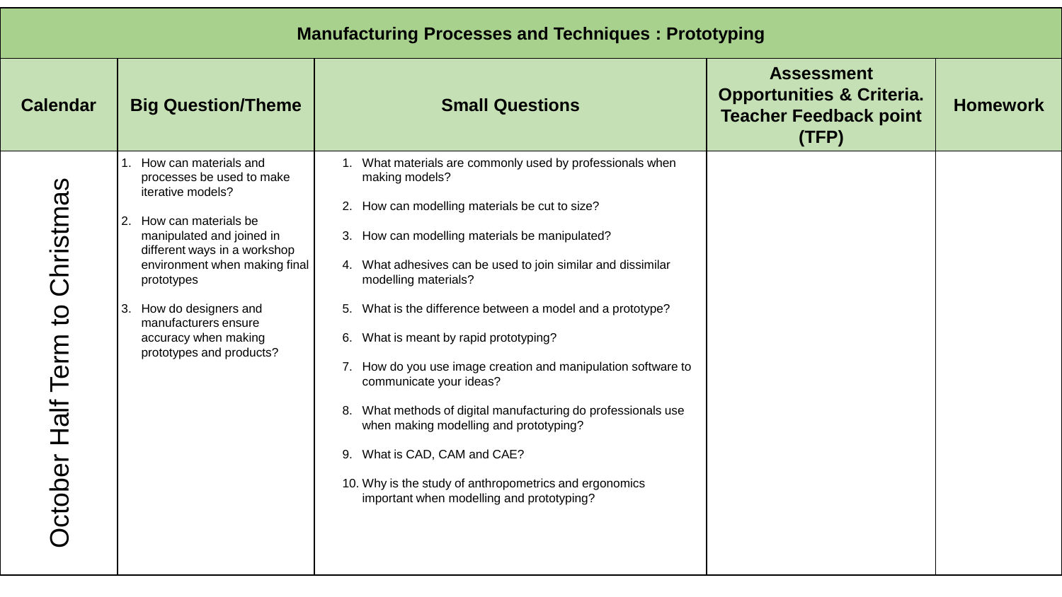| Manufacturing Processes and Techniques : Prototyping | | | | |
|---|---|---|---|---|
| **Calendar** | **Big Question/Theme** | **Small Questions** | **Assessment Opportunities & Criteria. Teacher Feedback point (TFP)** | **Homework** |
| October Half Term to Christmas | 1. How can materials and processes be used to make iterative models?<br>2. How can materials be manipulated and joined in different ways in a workshop environment when making final prototypes<br>3. How do designers and manufacturers ensure accuracy when making prototypes and products? | 1. What materials are commonly used by professionals when making models?<br>2. How can modelling materials be cut to size?<br>3. How can modelling materials be manipulated?<br>4. What adhesives can be used to join similar and dissimilar modelling materials?<br>5. What is the difference between a model and a prototype?<br>6. What is meant by rapid prototyping?<br>7. How do you use image creation and manipulation software to communicate your ideas?<br>8. What methods of digital manufacturing do professionals use when making modelling and prototyping?<br>9. What is CAD, CAM and CAE?<br>10. Why is the study of anthropometrics and ergonomics important when modelling and prototyping? | | |